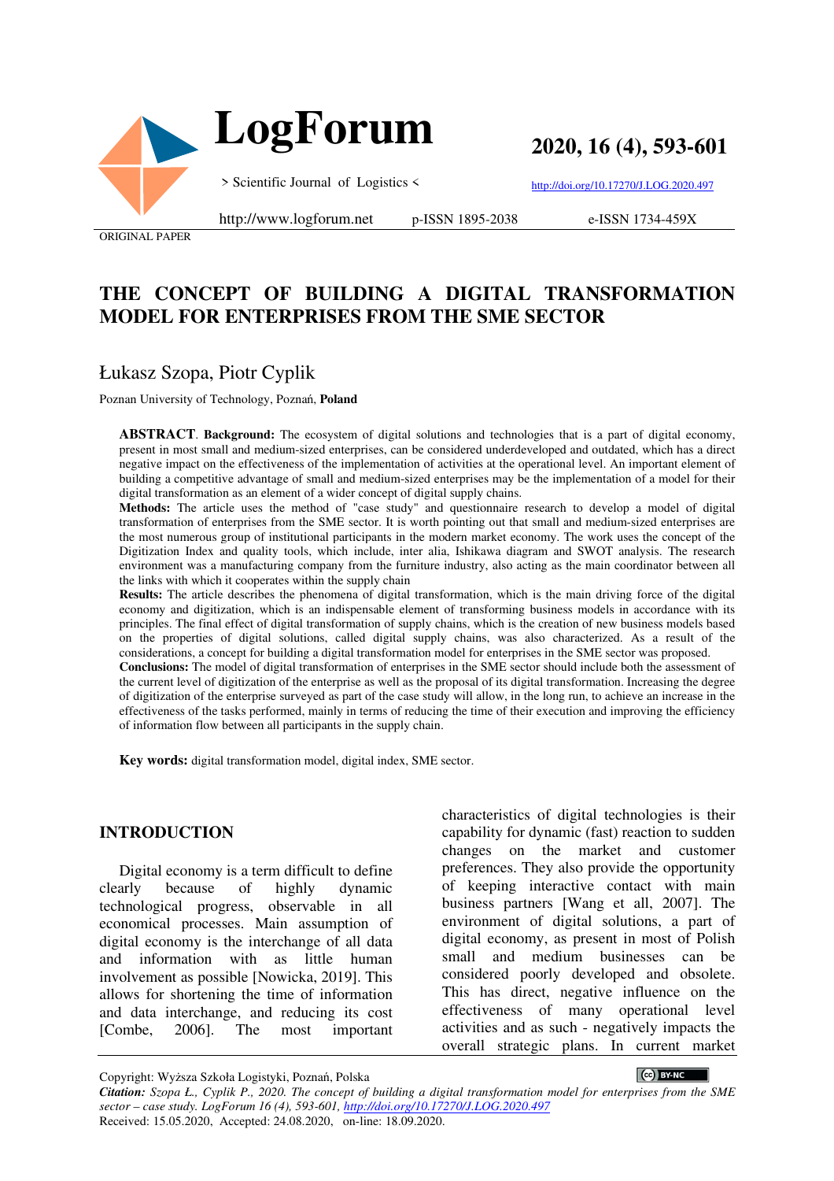LogForum

> Scientific Journal of Logistics <

2020, 16 (4), 593-601

http://doi.org/10.17270/J.LOG.2020.497

http://www.logforum.net p-ISSN 1895-2038 e-ISSN 1734-459X

ORIGINAL PAPER

# THE CONCEPT OF BUILDING A DIGITAL TRANSFORMATION MODEL FOR ENTERPRISES FROM THE SME SECTOR

Łukasz Szopa, Piotr Cyplik

Poznan University of Technology, Poznań, **Poland**

**ABSTRACT**. **Background:** The ecosystem of digital solutions and technologies that is a part of digital economy, present in most small and medium-sized enterprises, can be considered underdeveloped and outdated, which has a direct negative impact on the effectiveness of the implementation of activities at the operational level. An important element of building a competitive advantage of small and medium-sized enterprises may be the implementation of a model for their digital transformation as an element of a wider concept of digital supply chains.

**Methods:** The article uses the method of "case study" and questionnaire research to develop a model of digital transformation of enterprises from the SME sector. It is worth pointing out that small and medium-sized enterprises are the most numerous group of institutional participants in the modern market economy. The work uses the concept of the Digitization Index and quality tools, which include, inter alia, Ishikawa diagram and SWOT analysis. The research environment was a manufacturing company from the furniture industry, also acting as the main coordinator between all the links with which it cooperates within the supply chain

**Results:** The article describes the phenomena of digital transformation, which is the main driving force of the digital economy and digitization, which is an indispensable element of transforming business models in accordance with its principles. The final effect of digital transformation of supply chains, which is the creation of new business models based on the properties of digital solutions, called digital supply chains, was also characterized. As a result of the considerations, a concept for building a digital transformation model for enterprises in the SME sector was proposed.

**Conclusions:** The model of digital transformation of enterprises in the SME sector should include both the assessment of the current level of digitization of the enterprise as well as the proposal of its digital transformation. Increasing the degree of digitization of the enterprise surveyed as part of the case study will allow, in the long run, to achieve an increase in the effectiveness of the tasks performed, mainly in terms of reducing the time of their execution and improving the efficiency of information flow between all participants in the supply chain.

**Key words:** digital transformation model, digital index, SME sector.

## INTRODUCTION

Digital economy is a term difficult to define clearly because of highly dynamic technological progress, observable in all economical processes. Main assumption of digital economy is the interchange of all data and information with as little human involvement as possible [Nowicka, 2019]. This allows for shortening the time of information and data interchange, and reducing its cost [Combe, 2006]. The most important characteristics of digital technologies is their capability for dynamic (fast) reaction to sudden changes on the market and customer preferences. They also provide the opportunity of keeping interactive contact with main business partners [Wang et all, 2007]. The environment of digital solutions, a part of digital economy, as present in most of Polish small and medium businesses can be considered poorly developed and obsolete. This has direct, negative influence on the effectiveness of many operational level activities and as such - negatively impacts the overall strategic plans. In current market

Copyright: Wyższa Szkoła Logistyki, Poznań, Polska

*Citation: Szopa Ł., Cyplik P., 2020. The concept of building a digital transformation model for enterprises from the SME sector – case study. LogForum 16 (4), 593-601, http://doi.org/10.17270/J.LOG.2020.497*

Received: 15.05.2020, Accepted: 24.08.2020, on-line: 18.09.2020.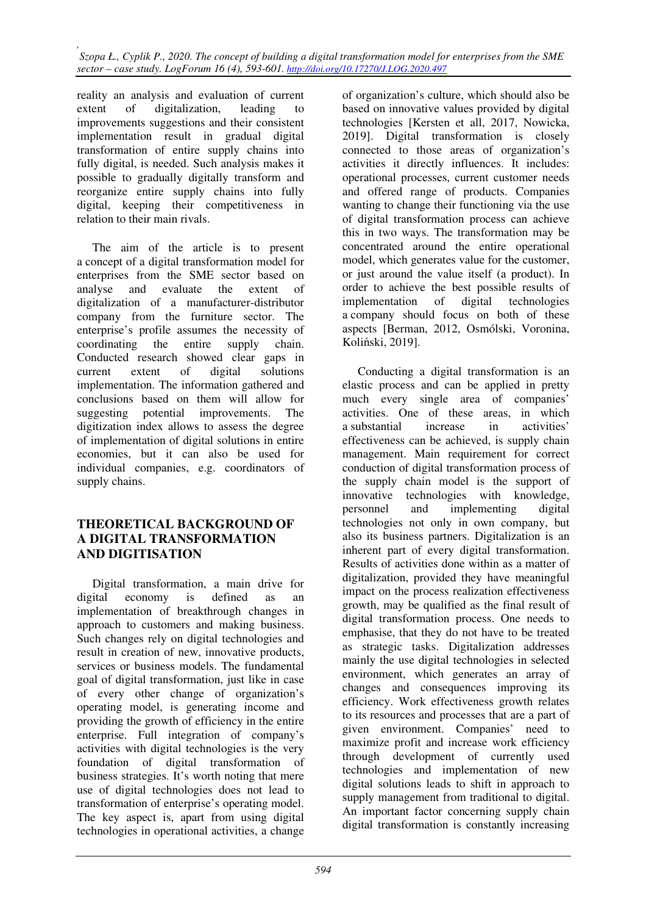reality an analysis and evaluation of current extent of digitalization, leading to improvements suggestions and their consistent implementation result in gradual digital transformation of entire supply chains into fully digital, is needed. Such analysis makes it possible to gradually digitally transform and reorganize entire supply chains into fully digital, keeping their competitiveness in relation to their main rivals.

The aim of the article is to present a concept of a digital transformation model for enterprises from the SME sector based on analyse and evaluate the extent of digitalization of a manufacturer-distributor company from the furniture sector. The enterprise's profile assumes the necessity of coordinating the entire supply chain. Conducted research showed clear gaps in current extent of digital solutions implementation. The information gathered and conclusions based on them will allow for suggesting potential improvements. The digitization index allows to assess the degree of implementation of digital solutions in entire economies, but it can also be used for individual companies, e.g. coordinators of supply chains.

## THEORETICAL BACKGROUND OF A DIGITAL TRANSFORMATION AND DIGITISATION

Digital transformation, a main drive for digital economy is defined as an implementation of breakthrough changes in approach to customers and making business. Such changes rely on digital technologies and result in creation of new, innovative products, services or business models. The fundamental goal of digital transformation, just like in case of every other change of organization's operating model, is generating income and providing the growth of efficiency in the entire enterprise. Full integration of company's activities with digital technologies is the very foundation of digital transformation of business strategies. It's worth noting that mere use of digital technologies does not lead to transformation of enterprise's operating model. The key aspect is, apart from using digital technologies in operational activities, a change of organization's culture, which should also be based on innovative values provided by digital technologies [Kersten et all, 2017, Nowicka, 2019]. Digital transformation is closely connected to those areas of organization's activities it directly influences. It includes: operational processes, current customer needs and offered range of products. Companies wanting to change their functioning via the use of digital transformation process can achieve this in two ways. The transformation may be concentrated around the entire operational model, which generates value for the customer, or just around the value itself (a product). In order to achieve the best possible results of implementation of digital technologies a company should focus on both of these aspects [Berman, 2012, Osmólski, Voronina, Koliński, 2019].

Conducting a digital transformation is an elastic process and can be applied in pretty much every single area of companies' activities. One of these areas, in which a substantial increase in activities' effectiveness can be achieved, is supply chain management. Main requirement for correct conduction of digital transformation process of the supply chain model is the support of innovative technologies with knowledge, personnel and implementing digital technologies not only in own company, but also its business partners. Digitalization is an inherent part of every digital transformation. Results of activities done within as a matter of digitalization, provided they have meaningful impact on the process realization effectiveness growth, may be qualified as the final result of digital transformation process. One needs to emphasise, that they do not have to be treated as strategic tasks. Digitalization addresses mainly the use digital technologies in selected environment, which generates an array of changes and consequences improving its efficiency. Work effectiveness growth relates to its resources and processes that are a part of given environment. Companies' need to maximize profit and increase work efficiency through development of currently used technologies and implementation of new digital solutions leads to shift in approach to supply management from traditional to digital. An important factor concerning supply chain digital transformation is constantly increasing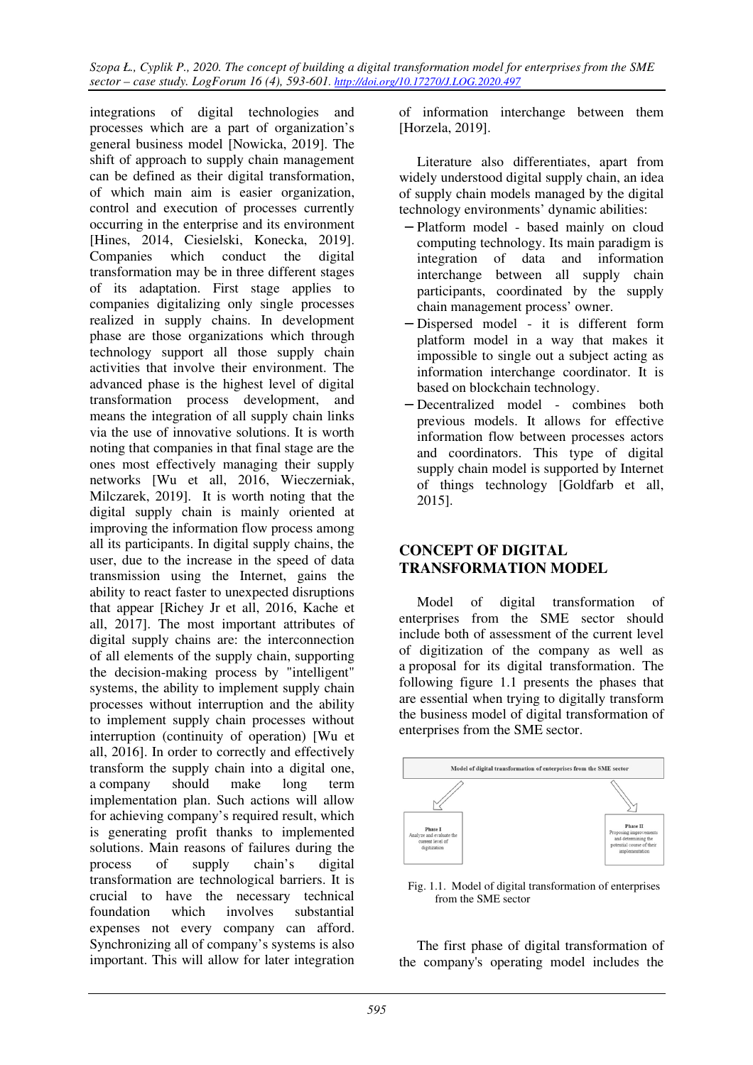integrations of digital technologies and processes which are a part of organization's general business model [Nowicka, 2019]. The shift of approach to supply chain management can be defined as their digital transformation, of which main aim is easier organization, control and execution of processes currently occurring in the enterprise and its environment [Hines, 2014, Ciesielski, Konecka, 2019]. Companies which conduct the digital transformation may be in three different stages of its adaptation. First stage applies to companies digitalizing only single processes realized in supply chains. In development phase are those organizations which through technology support all those supply chain activities that involve their environment. The advanced phase is the highest level of digital transformation process development, and means the integration of all supply chain links via the use of innovative solutions. It is worth noting that companies in that final stage are the ones most effectively managing their supply networks [Wu et all, 2016, Wieczerniak, Milczarek, 2019]. It is worth noting that the digital supply chain is mainly oriented at improving the information flow process among all its participants. In digital supply chains, the user, due to the increase in the speed of data transmission using the Internet, gains the ability to react faster to unexpected disruptions that appear [Richey Jr et all, 2016, Kache et all, 2017]. The most important attributes of digital supply chains are: the interconnection of all elements of the supply chain, supporting the decision-making process by "intelligent" systems, the ability to implement supply chain processes without interruption and the ability to implement supply chain processes without interruption (continuity of operation) [Wu et all, 2016]. In order to correctly and effectively transform the supply chain into a digital one, a company should make long term implementation plan. Such actions will allow for achieving company's required result, which is generating profit thanks to implemented solutions. Main reasons of failures during the process of supply chain's digital transformation are technological barriers. It is crucial to have the necessary technical foundation which involves substantial expenses not every company can afford. Synchronizing all of company's systems is also important. This will allow for later integration of information interchange between them [Horzela, 2019].

Literature also differentiates, apart from widely understood digital supply chain, an idea of supply chain models managed by the digital technology environments' dynamic abilities:

- Platform model - based mainly on cloud computing technology. Its main paradigm is integration of data and information interchange between all supply chain participants, coordinated by the supply chain management process' owner.
- Dispersed model - it is different form platform model in a way that makes it impossible to single out a subject acting as information interchange coordinator. It is based on blockchain technology.
- Decentralized model - combines both previous models. It allows for effective information flow between processes actors and coordinators. This type of digital supply chain model is supported by Internet of things technology [Goldfarb et all, 2015].

## CONCEPT OF DIGITAL TRANSFORMATION MODEL

Model of digital transformation of enterprises from the SME sector should include both of assessment of the current level of digitization of the company as well as a proposal for its digital transformation. The following figure 1.1 presents the phases that are essential when trying to digitally transform the business model of digital transformation of enterprises from the SME sector.

Model of digital transformation of enterprises from the SME sector

Phase I
Analyze and evaluate the current level of digitization

Phase II
Proposing improvements and determining the potential course of their implementation

Fig. 1.1. Model of digital transformation of enterprises from the SME sector

The first phase of digital transformation of the company's operating model includes the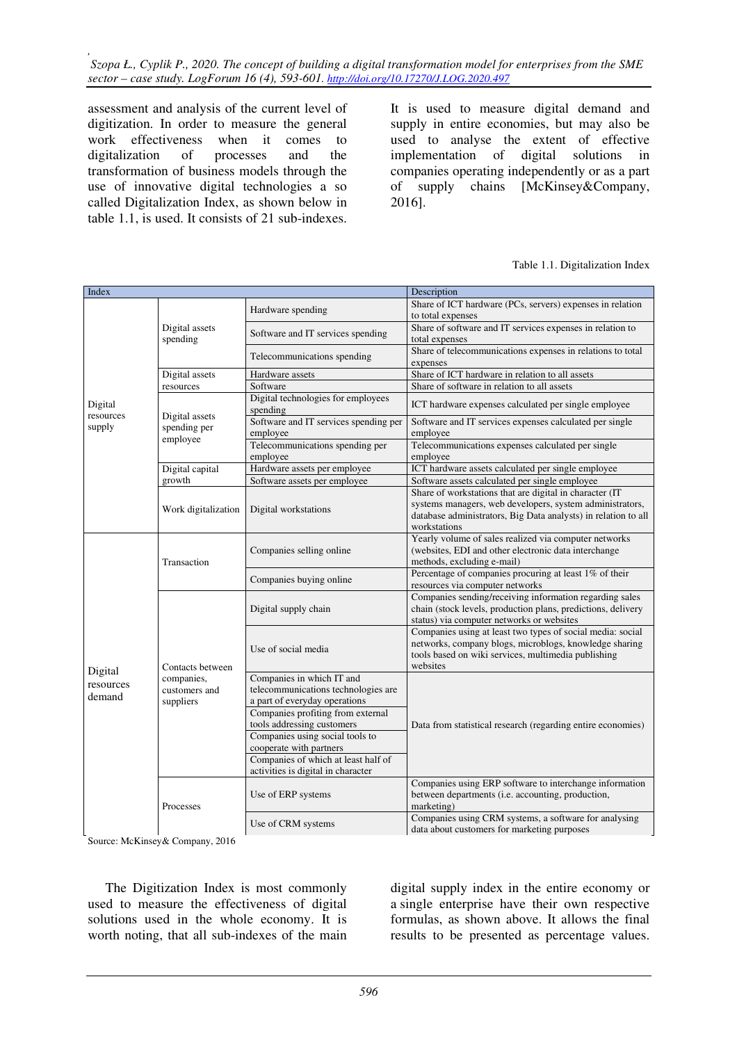assessment and analysis of the current level of digitization. In order to measure the general work effectiveness when it comes to digitalization of processes and the transformation of business models through the use of innovative digital technologies a so called Digitalization Index, as shown below in table 1.1, is used. It consists of 21 sub-indexes. It is used to measure digital demand and supply in entire economies, but may also be used to analyse the extent of effective implementation of digital solutions in companies operating independently or as a part of supply chains [McKinsey&Company, 2016].

Table 1.1. Digitalization Index

| Index | | | Description |
|---|---|---|---|
| Digital resources supply | Digital assets spending | Hardware spending | Share of ICT hardware (PCs, servers) expenses in relation to total expenses |
| | | Software and IT services spending | Share of software and IT services expenses in relation to total expenses |
| | | Telecommunications spending | Share of telecommunications expenses in relations to total expenses |
| | Digital assets resources | Hardware assets | Share of ICT hardware in relation to all assets |
| | | Software | Share of software in relation to all assets |
| | Digital assets spending per employee | Digital technologies for employees spending | ICT hardware expenses calculated per single employee |
| | | Software and IT services spending per employee | Software and IT services expenses calculated per single employee |
| | | Telecommunications spending per employee | Telecommunications expenses calculated per single employee |
| | Digital capital growth | Hardware assets per employee | ICT hardware assets calculated per single employee |
| | | Software assets per employee | Software assets calculated per single employee |
| | Work digitalization | Digital workstations | Share of workstations that are digital in character (IT systems managers, web developers, system administrators, database administrators, Big Data analysts) in relation to all workstations |
| Digital resources demand | Transaction | Companies selling online | Yearly volume of sales realized via computer networks (websites, EDI and other electronic data interchange methods, excluding e-mail) |
| | | Companies buying online | Percentage of companies procuring at least 1% of their resources via computer networks |
| | Contacts between companies, customers and suppliers | Digital supply chain | Companies sending/receiving information regarding sales chain (stock levels, production plans, predictions, delivery status) via computer networks or websites |
| | | Use of social media | Companies using at least two types of social media: social networks, company blogs, microblogs, knowledge sharing tools based on wiki services, multimedia publishing websites |
| | | Companies in which IT and telecommunications technologies are a part of everyday operations | Data from statistical research (regarding entire economies) |
| | | Companies profiting from external tools addressing customers | |
| | | Companies using social tools to cooperate with partners | |
| | | Companies of which at least half of activities is digital in character | |
| | Processes | Use of ERP systems | Companies using ERP software to interchange information between departments (i.e. accounting, production, marketing) |
| | | Use of CRM systems | Companies using CRM systems, a software for analysing data about customers for marketing purposes |

Source: McKinsey& Company, 2016

The Digitization Index is most commonly used to measure the effectiveness of digital solutions used in the whole economy. It is worth noting, that all sub-indexes of the main digital supply index in the entire economy or a single enterprise have their own respective formulas, as shown above. It allows the final results to be presented as percentage values.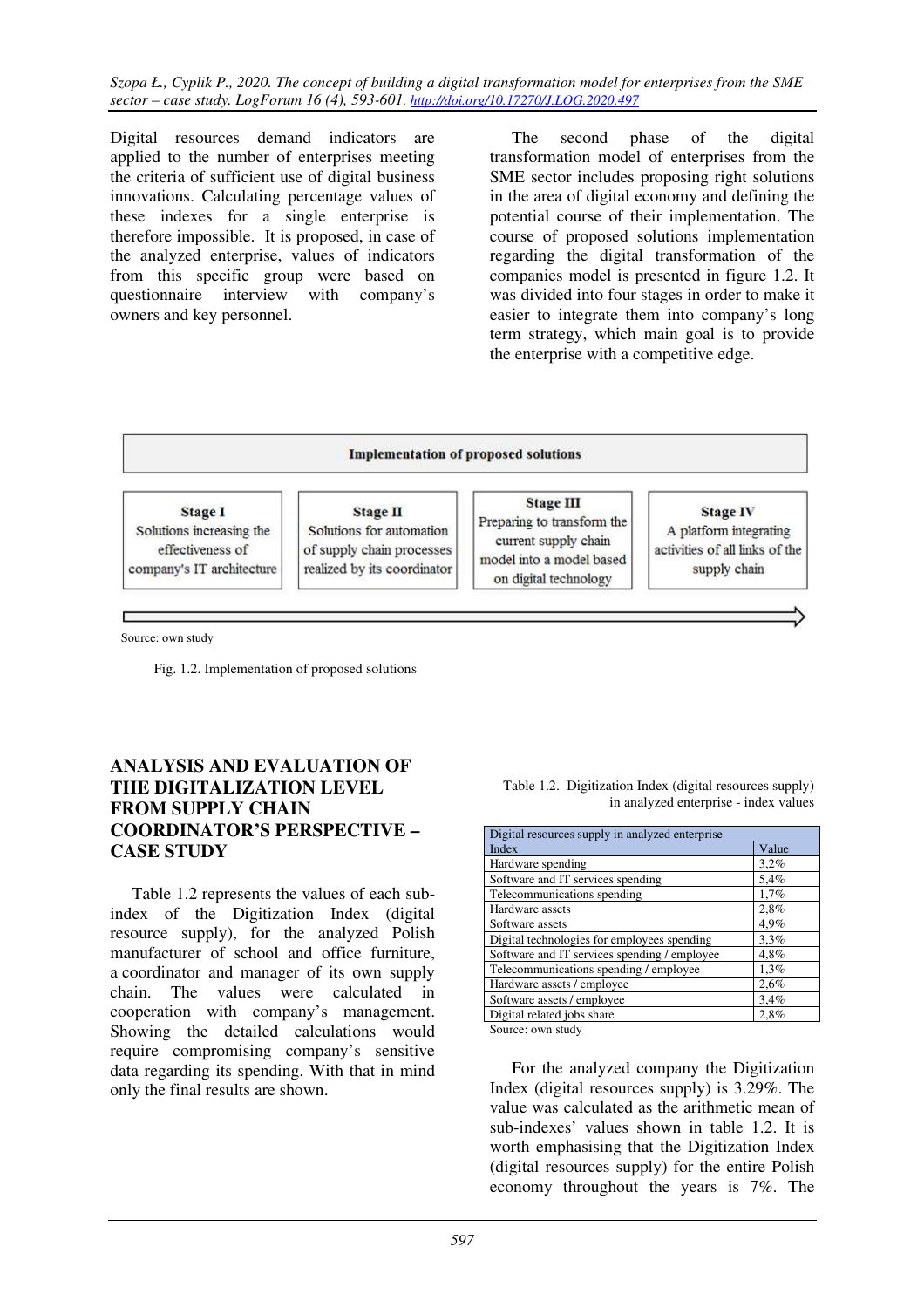Digital resources demand indicators are applied to the number of enterprises meeting the criteria of sufficient use of digital business innovations. Calculating percentage values of these indexes for a single enterprise is therefore impossible. It is proposed, in case of the analyzed enterprise, values of indicators from this specific group were based on questionnaire interview with company's owners and key personnel.

The second phase of the digital transformation model of enterprises from the SME sector includes proposing right solutions in the area of digital economy and defining the potential course of their implementation. The course of proposed solutions implementation regarding the digital transformation of the companies model is presented in figure 1.2. It was divided into four stages in order to make it easier to integrate them into company's long term strategy, which main goal is to provide the enterprise with a competitive edge.

| Implementation of proposed solutions | | | |
|---|---|---|---|
| **Stage I** Solutions increasing the effectiveness of company's IT architecture | **Stage II** Solutions for automation of supply chain processes realized by its coordinator | **Stage III** Preparing to transform the current supply chain model into a model based on digital technology | **Stage IV** A platform integrating activities of all links of the supply chain |

Source: own study

Fig. 1.2. Implementation of proposed solutions

## ANALYSIS AND EVALUATION OF THE DIGITALIZATION LEVEL FROM SUPPLY CHAIN COORDINATOR'S PERSPECTIVE – CASE STUDY

Table 1.2 represents the values of each sub-index of the Digitization Index (digital resource supply), for the analyzed Polish manufacturer of school and office furniture, a coordinator and manager of its own supply chain. The values were calculated in cooperation with company's management. Showing the detailed calculations would require compromising company's sensitive data regarding its spending. With that in mind only the final results are shown.

Table 1.2. Digitization Index (digital resources supply) in analyzed enterprise - index values

| Digital resources supply in analyzed enterprise | |
|---|---|
| Index | Value |
| Hardware spending | 3,2% |
| Software and IT services spending | 5,4% |
| Telecommunications spending | 1,7% |
| Hardware assets | 2,8% |
| Software assets | 4,9% |
| Digital technologies for employees spending | 3,3% |
| Software and IT services spending / employee | 4,8% |
| Telecommunications spending / employee | 1,3% |
| Hardware assets / employee | 2,6% |
| Software assets / employee | 3,4% |
| Digital related jobs share | 2,8% |

Source: own study

For the analyzed company the Digitization Index (digital resources supply) is 3.29%. The value was calculated as the arithmetic mean of sub-indexes' values shown in table 1.2. It is worth emphasising that the Digitization Index (digital resources supply) for the entire Polish economy throughout the years is 7%. The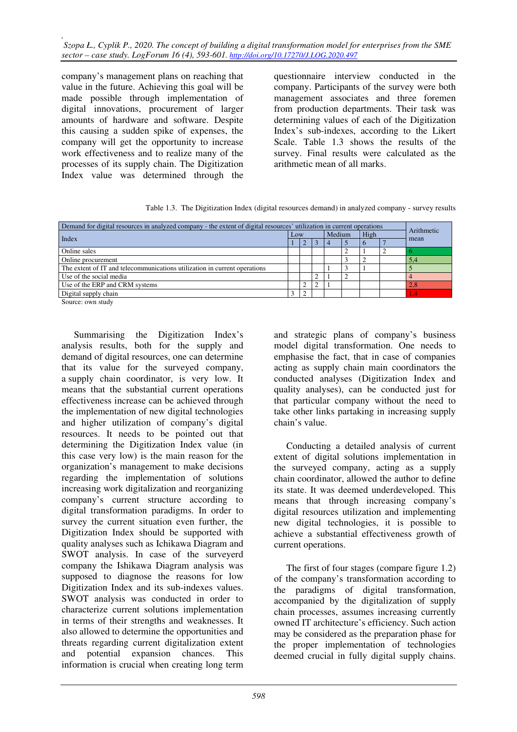company's management plans on reaching that value in the future. Achieving this goal will be made possible through implementation of digital innovations, procurement of larger amounts of hardware and software. Despite this causing a sudden spike of expenses, the company will get the opportunity to increase work effectiveness and to realize many of the processes of its supply chain. The Digitization Index value was determined through the questionnaire interview conducted in the company. Participants of the survey were both management associates and three foremen from production departments. Their task was determining values of each of the Digitization Index's sub-indexes, according to the Likert Scale. Table 1.3 shows the results of the survey. Final results were calculated as the arithmetic mean of all marks.

Table 1.3. The Digitization Index (digital resources demand) in analyzed company - survey results

| Demand for digital resources in analyzed company - the extent of digital resources' utilization in current operations | | | | | | | | Arithmetic mean |
|---|---|---|---|---|---|---|---|---|
| Index | Low | | | Medium | | High | | |
| | 1 | 2 | 3 | 4 | 5 | 6 | 7 | |
| Online sales | | | | | 2 | 1 | 2 | 6 |
| Online procurement | | | | | 3 | 2 | | 5,4 |
| The extent of IT and telecommunications utilization in current operations | | | | 1 | 3 | 1 | | 5 |
| Use of the social media | | | 2 | 1 | 2 | | | 4 |
| Use of the ERP and CRM systems | | 2 | 2 | 1 | | | | 2,8 |
| Digital supply chain | 3 | 2 | | | | | | 1,4 |

Source: own study

Summarising the Digitization Index's analysis results, both for the supply and demand of digital resources, one can determine that its value for the surveyed company, a supply chain coordinator, is very low. It means that the substantial current operations effectiveness increase can be achieved through the implementation of new digital technologies and higher utilization of company's digital resources. It needs to be pointed out that determining the Digitization Index value (in this case very low) is the main reason for the organization's management to make decisions regarding the implementation of solutions increasing work digitalization and reorganizing company's current structure according to digital transformation paradigms. In order to survey the current situation even further, the Digitization Index should be supported with quality analyses such as Ichikawa Diagram and SWOT analysis. In case of the surveyerd company the Ishikawa Diagram analysis was supposed to diagnose the reasons for low Digitization Index and its sub-indexes values. SWOT analysis was conducted in order to characterize current solutions implementation in terms of their strengths and weaknesses. It also allowed to determine the opportunities and threats regarding current digitalization extent and potential expansion chances. This information is crucial when creating long term and strategic plans of company's business model digital transformation. One needs to emphasise the fact, that in case of companies acting as supply chain main coordinators the conducted analyses (Digitization Index and quality analyses), can be conducted just for that particular company without the need to take other links partaking in increasing supply chain's value.

Conducting a detailed analysis of current extent of digital solutions implementation in the surveyed company, acting as a supply chain coordinator, allowed the author to define its state. It was deemed underdeveloped. This means that through increasing company's digital resources utilization and implementing new digital technologies, it is possible to achieve a substantial effectiveness growth of current operations.

The first of four stages (compare figure 1.2) of the company's transformation according to the paradigms of digital transformation, accompanied by the digitalization of supply chain processes, assumes increasing currently owned IT architecture's efficiency. Such action may be considered as the preparation phase for the proper implementation of technologies deemed crucial in fully digital supply chains.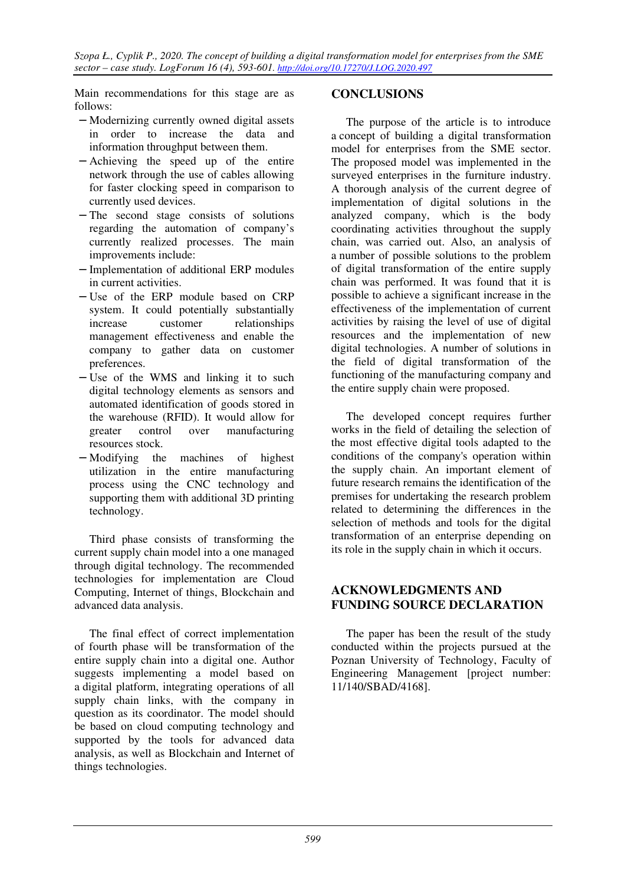Main recommendations for this stage are as follows:

- Modernizing currently owned digital assets in order to increase the data and information throughput between them.
- Achieving the speed up of the entire network through the use of cables allowing for faster clocking speed in comparison to currently used devices.
- The second stage consists of solutions regarding the automation of company's currently realized processes. The main improvements include:
- Implementation of additional ERP modules in current activities.
- Use of the ERP module based on CRP system. It could potentially substantially increase customer relationships management effectiveness and enable the company to gather data on customer preferences.
- Use of the WMS and linking it to such digital technology elements as sensors and automated identification of goods stored in the warehouse (RFID). It would allow for greater control over manufacturing resources stock.
- Modifying the machines of highest utilization in the entire manufacturing process using the CNC technology and supporting them with additional 3D printing technology.

Third phase consists of transforming the current supply chain model into a one managed through digital technology. The recommended technologies for implementation are Cloud Computing, Internet of things, Blockchain and advanced data analysis.

The final effect of correct implementation of fourth phase will be transformation of the entire supply chain into a digital one. Author suggests implementing a model based on a digital platform, integrating operations of all supply chain links, with the company in question as its coordinator. The model should be based on cloud computing technology and supported by the tools for advanced data analysis, as well as Blockchain and Internet of things technologies.

## CONCLUSIONS

The purpose of the article is to introduce a concept of building a digital transformation model for enterprises from the SME sector. The proposed model was implemented in the surveyed enterprises in the furniture industry. A thorough analysis of the current degree of implementation of digital solutions in the analyzed company, which is the body coordinating activities throughout the supply chain, was carried out. Also, an analysis of a number of possible solutions to the problem of digital transformation of the entire supply chain was performed. It was found that it is possible to achieve a significant increase in the effectiveness of the implementation of current activities by raising the level of use of digital resources and the implementation of new digital technologies. A number of solutions in the field of digital transformation of the functioning of the manufacturing company and the entire supply chain were proposed.

The developed concept requires further works in the field of detailing the selection of the most effective digital tools adapted to the conditions of the company's operation within the supply chain. An important element of future research remains the identification of the premises for undertaking the research problem related to determining the differences in the selection of methods and tools for the digital transformation of an enterprise depending on its role in the supply chain in which it occurs.

## ACKNOWLEDGMENTS AND FUNDING SOURCE DECLARATION

The paper has been the result of the study conducted within the projects pursued at the Poznan University of Technology, Faculty of Engineering Management [project number: 11/140/SBAD/4168].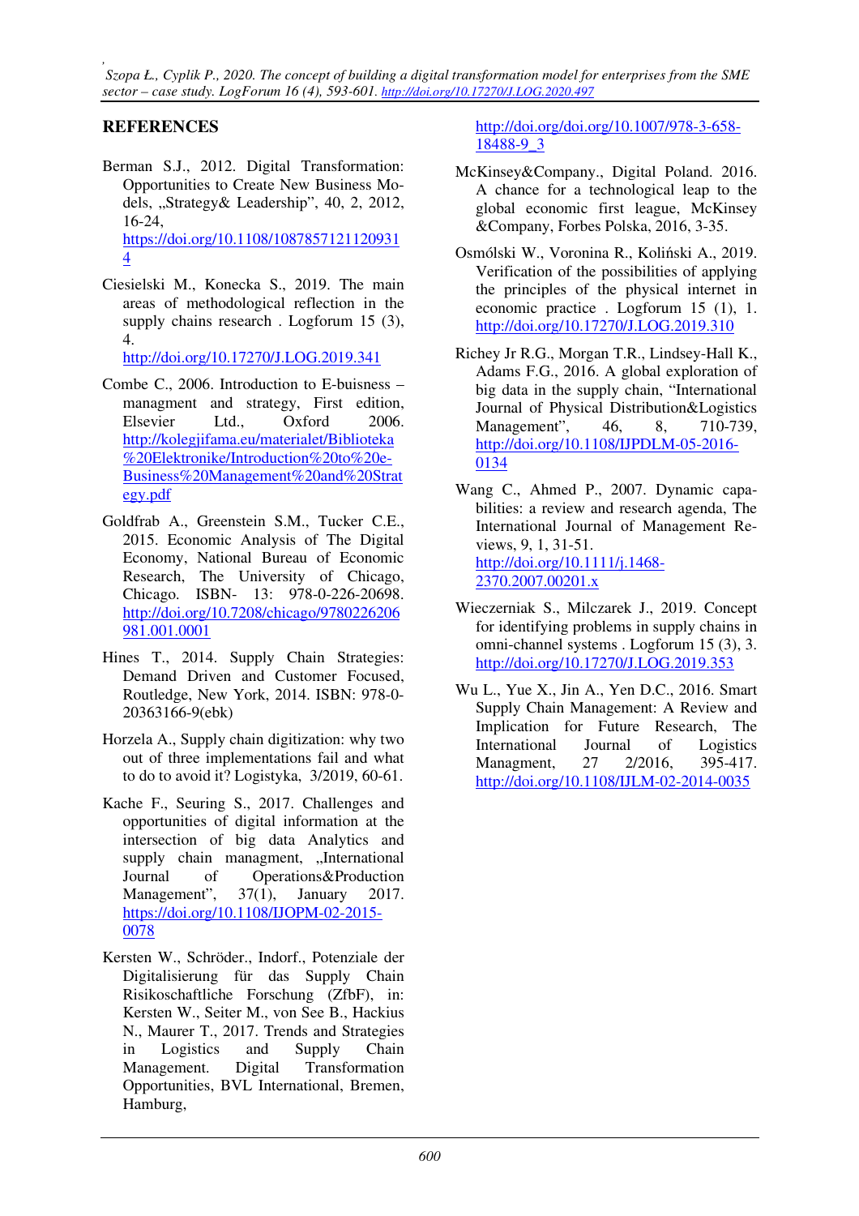## REFERENCES

Berman S.J., 2012. Digital Transformation: Opportunities to Create New Business Models, „Strategy& Leadership", 40, 2, 2012, 16-24, https://doi.org/10.1108/10878571211209314

Ciesielski M., Konecka S., 2019. The main areas of methodological reflection in the supply chains research . Logforum 15 (3), 4. http://doi.org/10.17270/J.LOG.2019.341

Combe C., 2006. Introduction to E-buisness – managment and strategy, First edition, Elsevier Ltd., Oxford 2006. http://kolegjifama.eu/materialet/Biblioteka%20Elektronike/Introduction%20to%20e-Business%20Management%20and%20Strategy.pdf

Goldfrab A., Greenstein S.M., Tucker C.E., 2015. Economic Analysis of The Digital Economy, National Bureau of Economic Research, The University of Chicago, Chicago. ISBN- 13: 978-0-226-20698. http://doi.org/10.7208/chicago/9780226206981.001.0001

Hines T., 2014. Supply Chain Strategies: Demand Driven and Customer Focused, Routledge, New York, 2014. ISBN: 978-0-20363166-9(ebk)

Horzela A., Supply chain digitization: why two out of three implementations fail and what to do to avoid it? Logistyka, 3/2019, 60-61.

Kache F., Seuring S., 2017. Challenges and opportunities of digital information at the intersection of big data Analytics and supply chain managment, „International Journal of Operations&Production Management", 37(1), January 2017. https://doi.org/10.1108/IJOPM-02-2015-0078

Kersten W., Schröder., Indorf., Potenziale der Digitalisierung für das Supply Chain Risikoschaftliche Forschung (ZfbF), in: Kersten W., Seiter M., von See B., Hackius N., Maurer T., 2017. Trends and Strategies in Logistics and Supply Chain Management. Digital Transformation Opportunities, BVL International, Bremen, Hamburg, http://doi.org/doi.org/10.1007/978-3-658-18488-9_3

McKinsey&Company., Digital Poland. 2016. A chance for a technological leap to the global economic first league, McKinsey &Company, Forbes Polska, 2016, 3-35.

Osmólski W., Voronina R., Koliński A., 2019. Verification of the possibilities of applying the principles of the physical internet in economic practice . Logforum 15 (1), 1. http://doi.org/10.17270/J.LOG.2019.310

Richey Jr R.G., Morgan T.R., Lindsey-Hall K., Adams F.G., 2016. A global exploration of big data in the supply chain, "International Journal of Physical Distribution&Logistics Management", 46, 8, 710-739, http://doi.org/10.1108/IJPDLM-05-2016-0134

Wang C., Ahmed P., 2007. Dynamic capabilities: a review and research agenda, The International Journal of Management Reviews, 9, 1, 31-51. http://doi.org/10.1111/j.1468-2370.2007.00201.x

Wieczerniak S., Milczarek J., 2019. Concept for identifying problems in supply chains in omni-channel systems . Logforum 15 (3), 3. http://doi.org/10.17270/J.LOG.2019.353

Wu L., Yue X., Jin A., Yen D.C., 2016. Smart Supply Chain Management: A Review and Implication for Future Research, The International Journal of Logistics Managment, 27 2/2016, 395-417. http://doi.org/10.1108/IJLM-02-2014-0035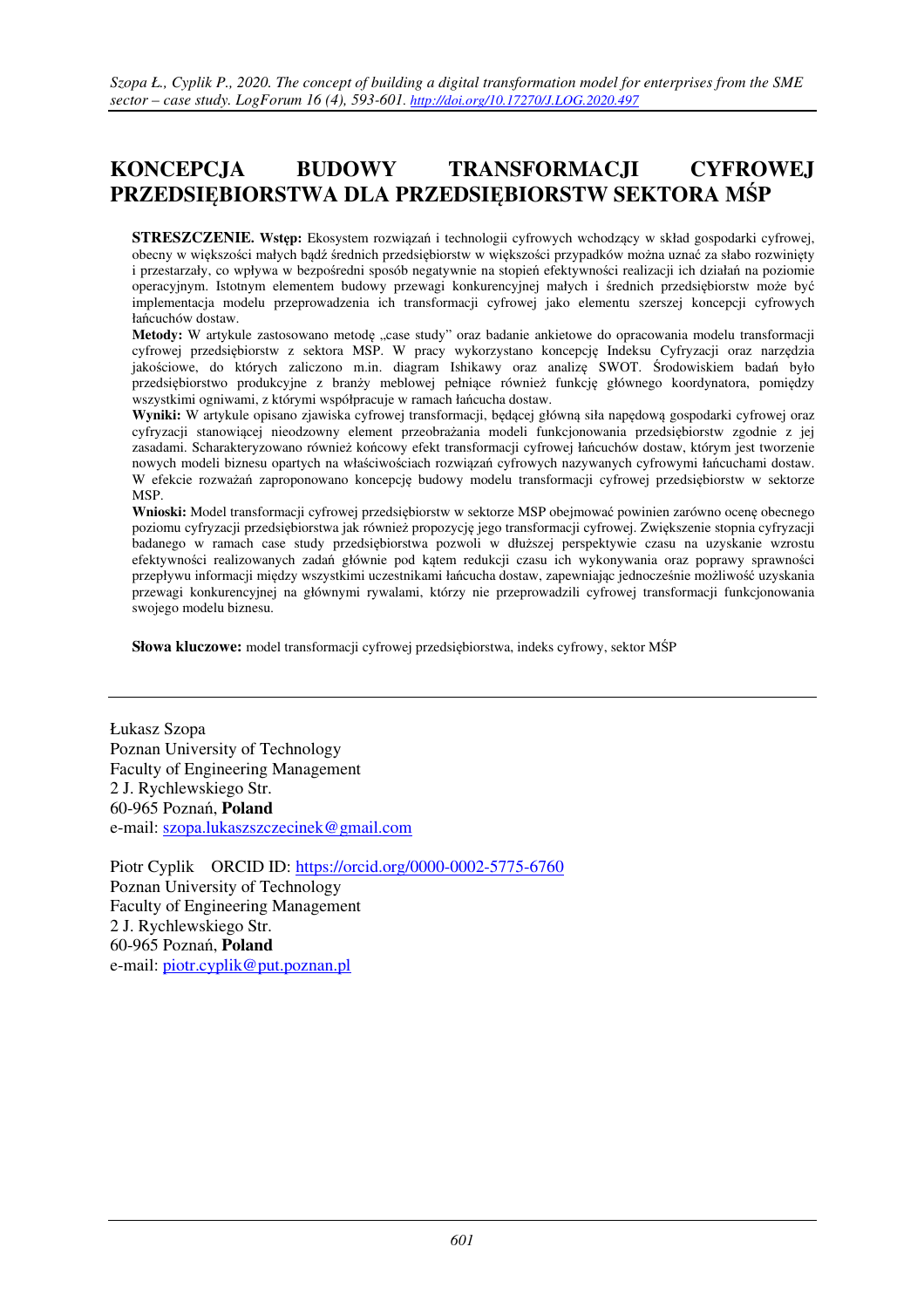# KONCEPCJA BUDOWY TRANSFORMACJI CYFROWEJ PRZEDSIĘBIORSTWA DLA PRZEDSIĘBIORSTW SEKTORA MŚP

**STRESZCZENIE. Wstęp:** Ekosystem rozwiązań i technologii cyfrowych wchodzący w skład gospodarki cyfrowej, obecny w większości małych bądź średnich przedsiębiorstw w większości przypadków można uznać za słabo rozwinięty i przestarzały, co wpływa w bezpośredni sposób negatywnie na stopień efektywności realizacji ich działań na poziomie operacyjnym. Istotnym elementem budowy przewagi konkurencyjnej małych i średnich przedsiębiorstw może być implementacja modelu przeprowadzenia ich transformacji cyfrowej jako elementu szerszej koncepcji cyfrowych łańcuchów dostaw.

**Metody:** W artykule zastosowano metodę „case study" oraz badanie ankietowe do opracowania modelu transformacji cyfrowej przedsiębiorstw z sektora MSP. W pracy wykorzystano koncepcję Indeksu Cyfryzacji oraz narzędzia jakościowe, do których zaliczono m.in. diagram Ishikawy oraz analizę SWOT. Środowiskiem badań było przedsiębiorstwo produkcyjne z branży meblowej pełniące również funkcję głównego koordynatora, pomiędzy wszystkimi ogniwami, z którymi współpracuje w ramach łańcucha dostaw.

**Wyniki:** W artykule opisano zjawiska cyfrowej transformacji, będącej główną siła napędową gospodarki cyfrowej oraz cyfryzacji stanowiącej nieodzowny element przeobrażania modeli funkcjonowania przedsiębiorstw zgodnie z jej zasadami. Scharakteryzowano również końcowy efekt transformacji cyfrowej łańcuchów dostaw, którym jest tworzenie nowych modeli biznesu opartych na właściwościach rozwiązań cyfrowych nazywanych cyfrowymi łańcuchami dostaw. W efekcie rozważań zaproponowano koncepcję budowy modelu transformacji cyfrowej przedsiębiorstw w sektorze MSP.

**Wnioski:** Model transformacji cyfrowej przedsiębiorstw w sektorze MSP obejmować powinien zarówno ocenę obecnego poziomu cyfryzacji przedsiębiorstwa jak również propozycję jego transformacji cyfrowej. Zwiększenie stopnia cyfryzacji badanego w ramach case study przedsiębiorstwa pozwoli w dłuższej perspektywie czasu na uzyskanie wzrostu efektywności realizowanych zadań głównie pod kątem redukcji czasu ich wykonywania oraz poprawy sprawności przepływu informacji między wszystkimi uczestnikami łańcucha dostaw, zapewniając jednocześnie możliwość uzyskania przewagi konkurencyjnej na głównymi rywalami, którzy nie przeprowadzili cyfrowej transformacji funkcjonowania swojego modelu biznesu.

**Słowa kluczowe:** model transformacji cyfrowej przedsiębiorstwa, indeks cyfrowy, sektor MŚP

---

Łukasz Szopa
Poznan University of Technology
Faculty of Engineering Management
2 J. Rychlewskiego Str.
60-965 Poznań, **Poland**
e-mail: szopa.lukaszszczecinek@gmail.com

Piotr Cyplik ORCID ID: https://orcid.org/0000-0002-5775-6760
Poznan University of Technology
Faculty of Engineering Management
2 J. Rychlewskiego Str.
60-965 Poznań, **Poland**
e-mail: piotr.cyplik@put.poznan.pl